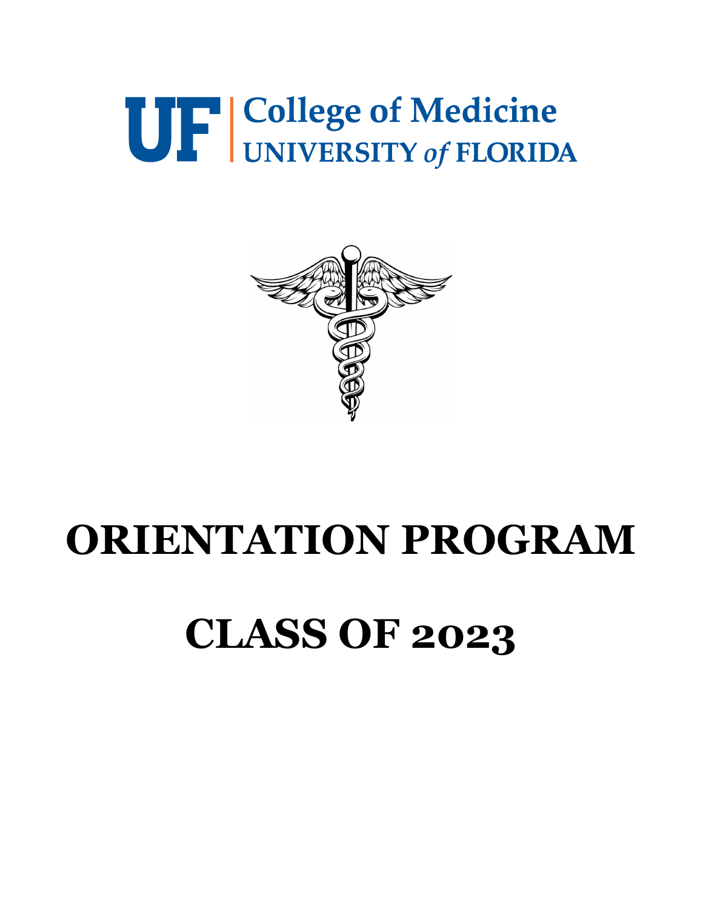UF | College of Medicine
UNIVERSITY *of* FLORIDA

# ORIENTATION PROGRAM

# CLASS OF 2023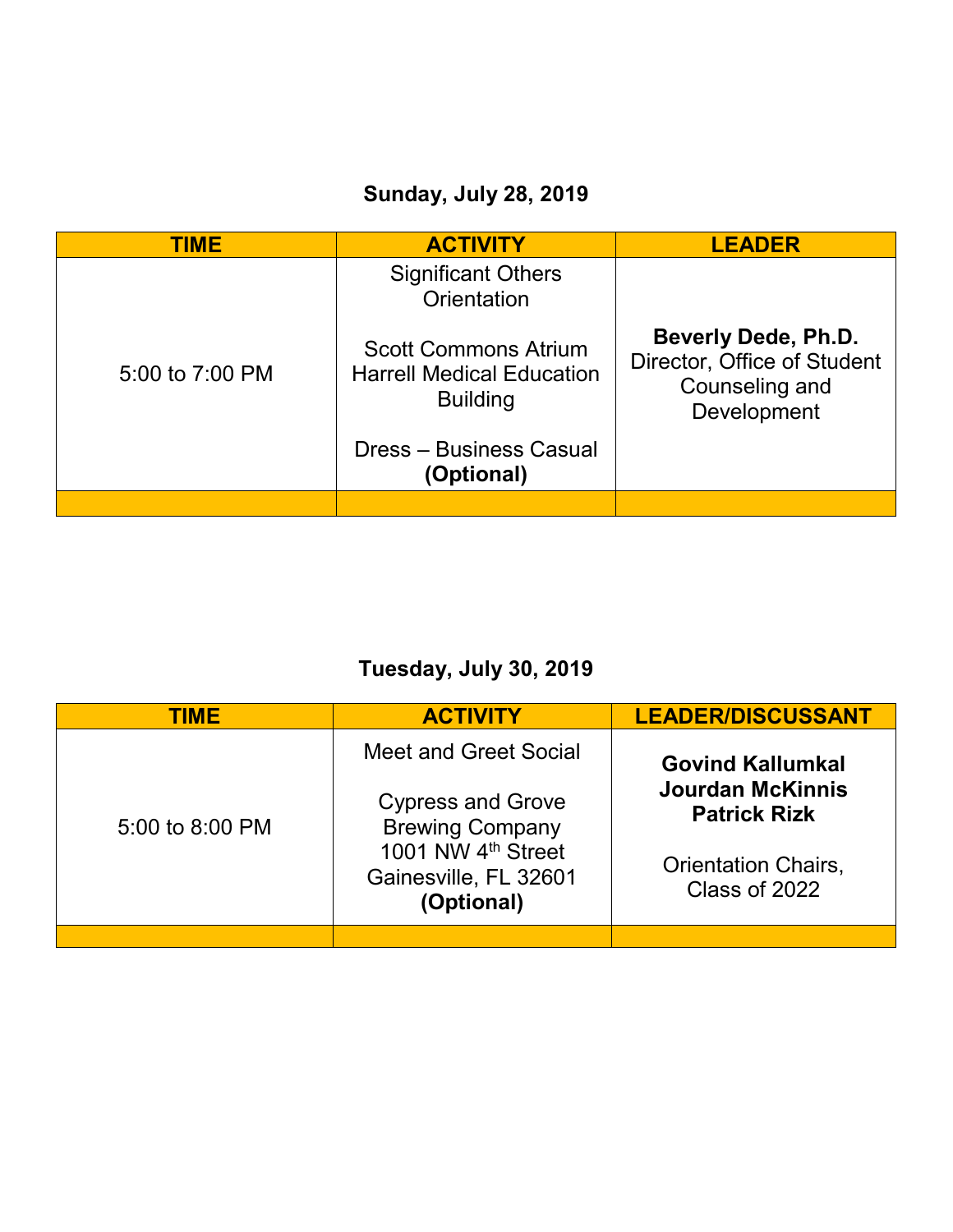## Sunday, July 28, 2019

| TIME | ACTIVITY | LEADER |
|---|---|---|
| 5:00 to 7:00 PM | Significant Others Orientation<br><br>Scott Commons Atrium Harrell Medical Education Building<br><br>Dress – Business Casual **(Optional)** | **Beverly Dede, Ph.D.**<br>Director, Office of Student Counseling and Development |
| | | |

## Tuesday, July 30, 2019

| TIME | ACTIVITY | LEADER/DISCUSSANT |
|---|---|---|
| 5:00 to 8:00 PM | Meet and Greet Social<br><br>Cypress and Grove Brewing Company<br>1001 NW 4th Street<br>Gainesville, FL 32601<br>**(Optional)** | **Govind Kallumkal**<br>**Jourdan McKinnis**<br>**Patrick Rizk**<br><br>Orientation Chairs, Class of 2022 |
| | | |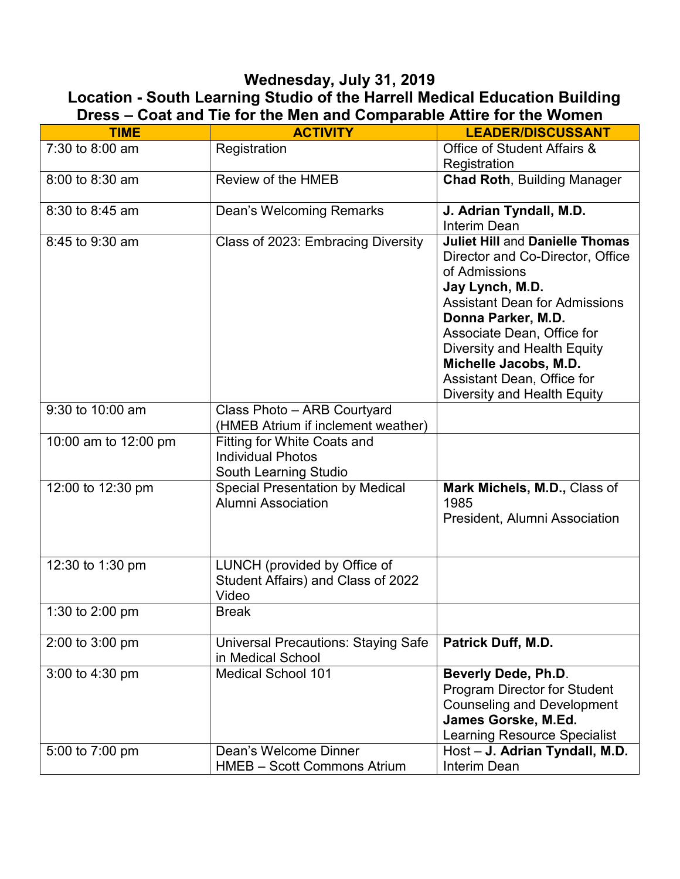**Wednesday, July 31, 2019**
**Location - South Learning Studio of the Harrell Medical Education Building**
**Dress – Coat and Tie for the Men and Comparable Attire for the Women**

| TIME | ACTIVITY | LEADER/DISCUSSANT |
|---|---|---|
| 7:30 to 8:00 am | Registration | Office of Student Affairs & Registration |
| 8:00 to 8:30 am | Review of the HMEB | **Chad Roth**, Building Manager |
| 8:30 to 8:45 am | Dean's Welcoming Remarks | **J. Adrian Tyndall, M.D.** Interim Dean |
| 8:45 to 9:30 am | Class of 2023: Embracing Diversity | **Juliet Hill** and **Danielle Thomas** Director and Co-Director, Office of Admissions **Jay Lynch, M.D.** Assistant Dean for Admissions **Donna Parker, M.D.** Associate Dean, Office for Diversity and Health Equity **Michelle Jacobs, M.D.** Assistant Dean, Office for Diversity and Health Equity |
| 9:30 to 10:00 am | Class Photo – ARB Courtyard (HMEB Atrium if inclement weather) | |
| 10:00 am to 12:00 pm | Fitting for White Coats and Individual Photos South Learning Studio | |
| 12:00 to 12:30 pm | Special Presentation by Medical Alumni Association | **Mark Michels, M.D.,** Class of 1985 President, Alumni Association |
| 12:30 to 1:30 pm | LUNCH (provided by Office of Student Affairs) and Class of 2022 Video | |
| 1:30 to 2:00 pm | Break | |
| 2:00 to 3:00 pm | Universal Precautions: Staying Safe in Medical School | **Patrick Duff, M.D.** |
| 3:00 to 4:30 pm | Medical School 101 | **Beverly Dede, Ph.D**. Program Director for Student Counseling and Development **James Gorske, M.Ed.** Learning Resource Specialist |
| 5:00 to 7:00 pm | Dean's Welcome Dinner HMEB – Scott Commons Atrium | Host – **J. Adrian Tyndall, M.D.** Interim Dean |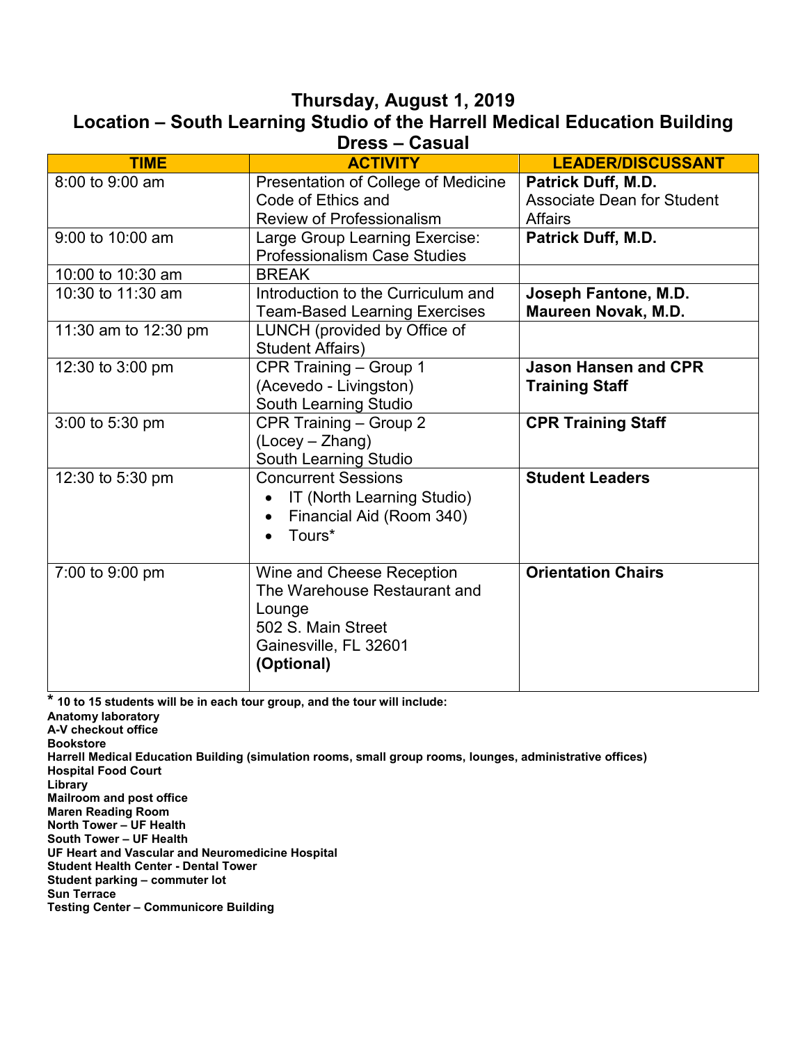## Thursday, August 1, 2019
## Location – South Learning Studio of the Harrell Medical Education Building
## Dress – Casual

| TIME | ACTIVITY | LEADER/DISCUSSANT |
|---|---|---|
| 8:00 to 9:00 am | Presentation of College of Medicine Code of Ethics and Review of Professionalism | **Patrick Duff, M.D.** Associate Dean for Student Affairs |
| 9:00 to 10:00 am | Large Group Learning Exercise: Professionalism Case Studies | **Patrick Duff, M.D.** |
| 10:00 to 10:30 am | BREAK | |
| 10:30 to 11:30 am | Introduction to the Curriculum and Team-Based Learning Exercises | **Joseph Fantone, M.D.** **Maureen Novak, M.D.** |
| 11:30 am to 12:30 pm | LUNCH (provided by Office of Student Affairs) | |
| 12:30 to 3:00 pm | CPR Training – Group 1 (Acevedo - Livingston) South Learning Studio | **Jason Hansen and CPR Training Staff** |
| 3:00 to 5:30 pm | CPR Training – Group 2 (Locey – Zhang) South Learning Studio | **CPR Training Staff** |
| 12:30 to 5:30 pm | Concurrent Sessions<br>• IT (North Learning Studio)<br>• Financial Aid (Room 340)<br>• Tours* | **Student Leaders** |
| 7:00 to 9:00 pm | Wine and Cheese Reception The Warehouse Restaurant and Lounge 502 S. Main Street Gainesville, FL 32601 **(Optional)** | **Orientation Chairs** |

**\* 10 to 15 students will be in each tour group, and the tour will include:**
**Anatomy laboratory**
**A-V checkout office**
**Bookstore**
**Harrell Medical Education Building (simulation rooms, small group rooms, lounges, administrative offices)**
**Hospital Food Court**
**Library**
**Mailroom and post office**
**Maren Reading Room**
**North Tower – UF Health**
**South Tower – UF Health**
**UF Heart and Vascular and Neuromedicine Hospital**
**Student Health Center - Dental Tower**
**Student parking – commuter lot**
**Sun Terrace**
**Testing Center – Communicore Building**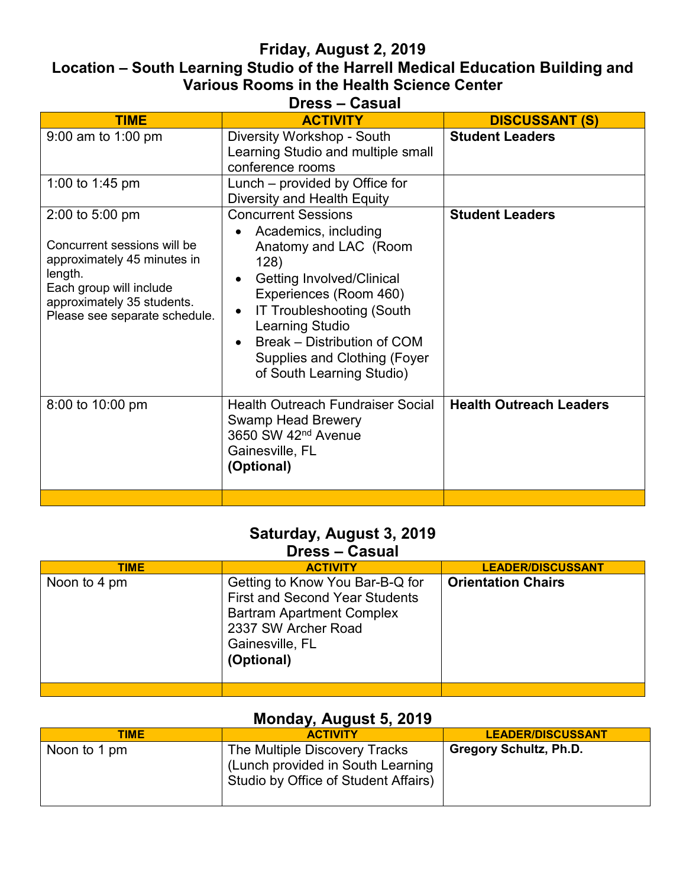## Friday, August 2, 2019

## Location – South Learning Studio of the Harrell Medical Education Building and Various Rooms in the Health Science Center

## Dress – Casual

| TIME | ACTIVITY | DISCUSSANT (S) |
|---|---|---|
| 9:00 am to 1:00 pm | Diversity Workshop - South Learning Studio and multiple small conference rooms | **Student Leaders** |
| 1:00 to 1:45 pm | Lunch – provided by Office for Diversity and Health Equity | |
| 2:00 to 5:00 pm<br><br>Concurrent sessions will be approximately 45 minutes in length.<br>Each group will include approximately 35 students.<br>Please see separate schedule. | Concurrent Sessions<br>• Academics, including Anatomy and LAC (Room 128)<br>• Getting Involved/Clinical Experiences (Room 460)<br>• IT Troubleshooting (South Learning Studio<br>• Break – Distribution of COM Supplies and Clothing (Foyer of South Learning Studio) | **Student Leaders** |
| 8:00 to 10:00 pm | Health Outreach Fundraiser Social<br>Swamp Head Brewery<br>3650 SW 42nd Avenue<br>Gainesville, FL<br>**(Optional)** | **Health Outreach Leaders** |
| | | |

## Saturday, August 3, 2019

## Dress – Casual

| TIME | ACTIVITY | LEADER/DISCUSSANT |
|---|---|---|
| Noon to 4 pm | Getting to Know You Bar-B-Q for First and Second Year Students<br>Bartram Apartment Complex<br>2337 SW Archer Road<br>Gainesville, FL<br>**(Optional)** | **Orientation Chairs** |
| | | |

## Monday, August 5, 2019

| TIME | ACTIVITY | LEADER/DISCUSSANT |
|---|---|---|
| Noon to 1 pm | The Multiple Discovery Tracks (Lunch provided in South Learning Studio by Office of Student Affairs) | **Gregory Schultz, Ph.D.** |